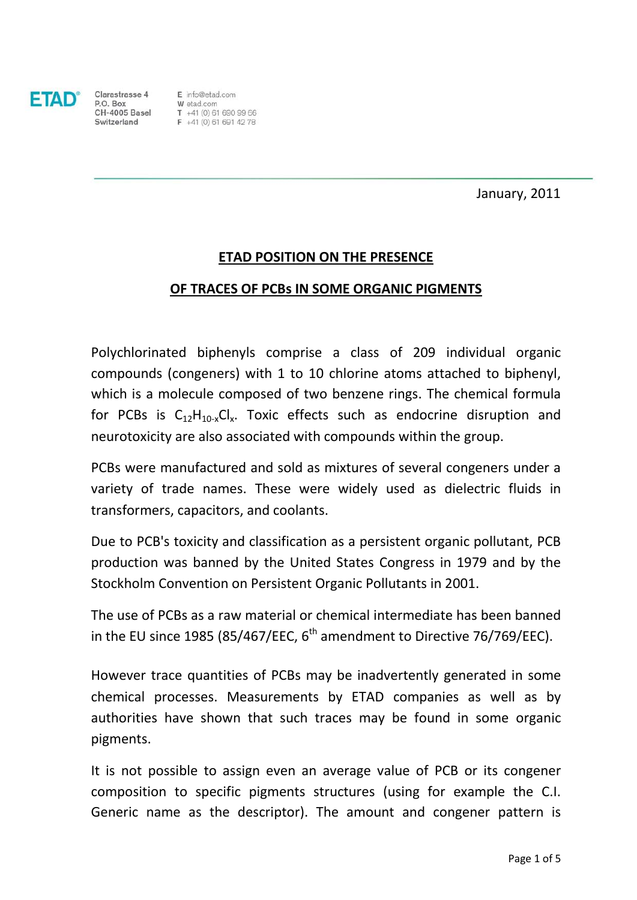ETAD®

Clarastrasse 4
P.O. Box
CH-4005 Basel
Switzerland

E info@etad.com
W etad.com
T +41 (0) 61 690 99 66
F +41 (0) 61 691 42 78

January, 2011

## ETAD POSITION ON THE PRESENCE OF TRACES OF PCBs IN SOME ORGANIC PIGMENTS

Polychlorinated biphenyls comprise a class of 209 individual organic compounds (congeners) with 1 to 10 chlorine atoms attached to biphenyl, which is a molecule composed of two benzene rings. The chemical formula for PCBs is $C_{12}H_{10-x}Cl_x$. Toxic effects such as endocrine disruption and neurotoxicity are also associated with compounds within the group.

PCBs were manufactured and sold as mixtures of several congeners under a variety of trade names. These were widely used as dielectric fluids in transformers, capacitors, and coolants.

Due to PCB's toxicity and classification as a persistent organic pollutant, PCB production was banned by the United States Congress in 1979 and by the Stockholm Convention on Persistent Organic Pollutants in 2001.

The use of PCBs as a raw material or chemical intermediate has been banned in the EU since 1985 (85/467/EEC, $6^{th}$ amendment to Directive 76/769/EEC).

However trace quantities of PCBs may be inadvertently generated in some chemical processes. Measurements by ETAD companies as well as by authorities have shown that such traces may be found in some organic pigments.

It is not possible to assign even an average value of PCB or its congener composition to specific pigments structures (using for example the C.I. Generic name as the descriptor). The amount and congener pattern is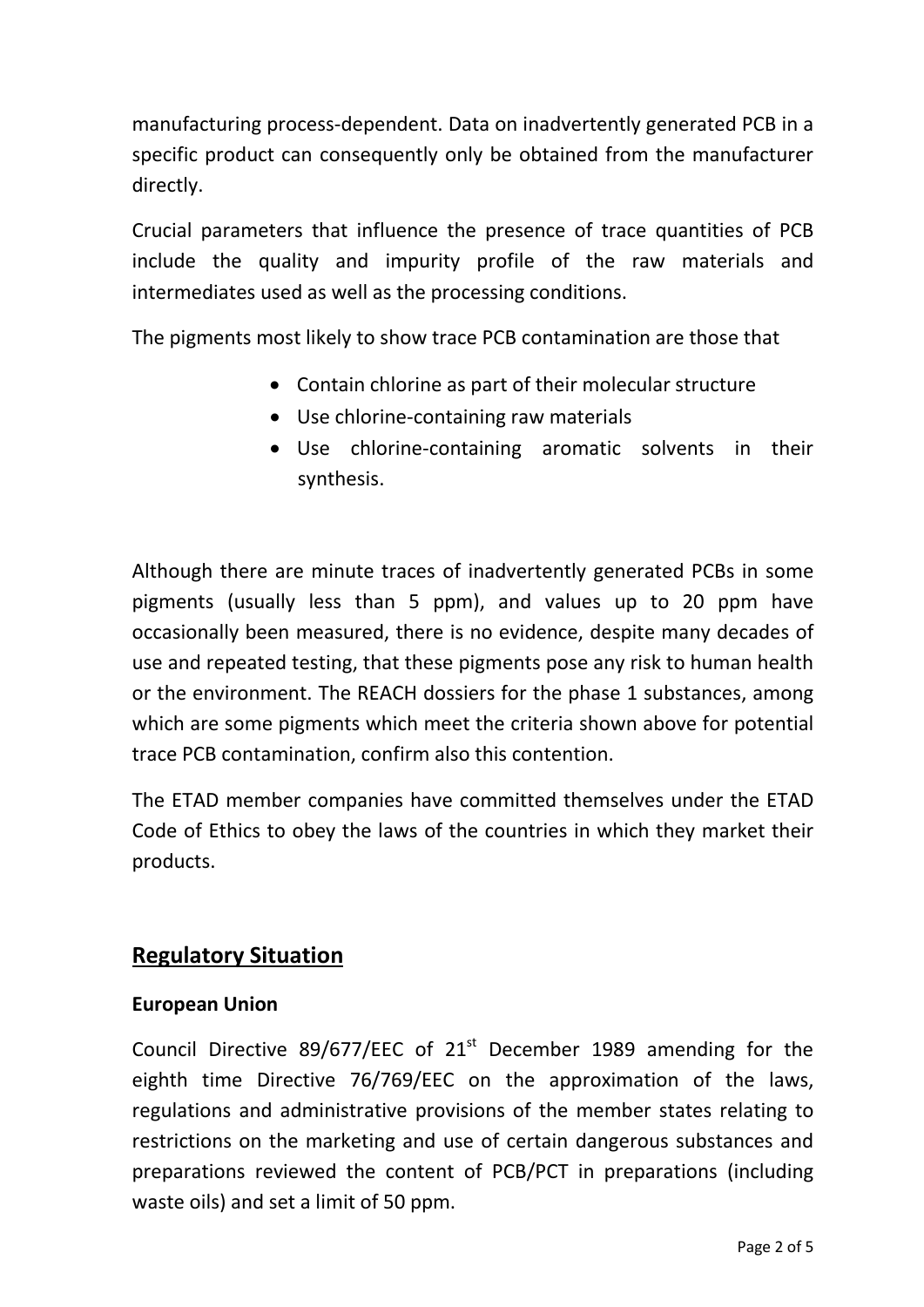manufacturing process-dependent. Data on inadvertently generated PCB in a specific product can consequently only be obtained from the manufacturer directly.

Crucial parameters that influence the presence of trace quantities of PCB include the quality and impurity profile of the raw materials and intermediates used as well as the processing conditions.

The pigments most likely to show trace PCB contamination are those that

- Contain chlorine as part of their molecular structure
- Use chlorine-containing raw materials
- Use chlorine-containing aromatic solvents in their synthesis.

Although there are minute traces of inadvertently generated PCBs in some pigments (usually less than 5 ppm), and values up to 20 ppm have occasionally been measured, there is no evidence, despite many decades of use and repeated testing, that these pigments pose any risk to human health or the environment. The REACH dossiers for the phase 1 substances, among which are some pigments which meet the criteria shown above for potential trace PCB contamination, confirm also this contention.

The ETAD member companies have committed themselves under the ETAD Code of Ethics to obey the laws of the countries in which they market their products.

## Regulatory Situation

### European Union

Council Directive 89/677/EEC of 21st December 1989 amending for the eighth time Directive 76/769/EEC on the approximation of the laws, regulations and administrative provisions of the member states relating to restrictions on the marketing and use of certain dangerous substances and preparations reviewed the content of PCB/PCT in preparations (including waste oils) and set a limit of 50 ppm.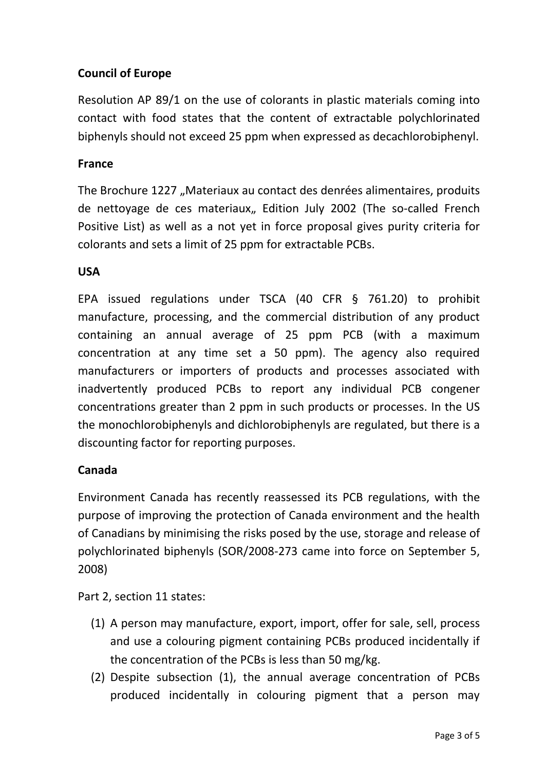**Council of Europe**

Resolution AP 89/1 on the use of colorants in plastic materials coming into contact with food states that the content of extractable polychlorinated biphenyls should not exceed 25 ppm when expressed as decachlorobiphenyl.

**France**

The Brochure 1227 „Materiaux au contact des denrées alimentaires, produits de nettoyage de ces materiaux„ Edition July 2002 (The so-called French Positive List) as well as a not yet in force proposal gives purity criteria for colorants and sets a limit of 25 ppm for extractable PCBs.

**USA**

EPA issued regulations under TSCA (40 CFR § 761.20) to prohibit manufacture, processing, and the commercial distribution of any product containing an annual average of 25 ppm PCB (with a maximum concentration at any time set a 50 ppm). The agency also required manufacturers or importers of products and processes associated with inadvertently produced PCBs to report any individual PCB congener concentrations greater than 2 ppm in such products or processes. In the US the monochlorobiphenyls and dichlorobiphenyls are regulated, but there is a discounting factor for reporting purposes.

**Canada**

Environment Canada has recently reassessed its PCB regulations, with the purpose of improving the protection of Canada environment and the health of Canadians by minimising the risks posed by the use, storage and release of polychlorinated biphenyls (SOR/2008-273 came into force on September 5, 2008)

Part 2, section 11 states:

(1) A person may manufacture, export, import, offer for sale, sell, process and use a colouring pigment containing PCBs produced incidentally if the concentration of the PCBs is less than 50 mg/kg.
(2) Despite subsection (1), the annual average concentration of PCBs produced incidentally in colouring pigment that a person may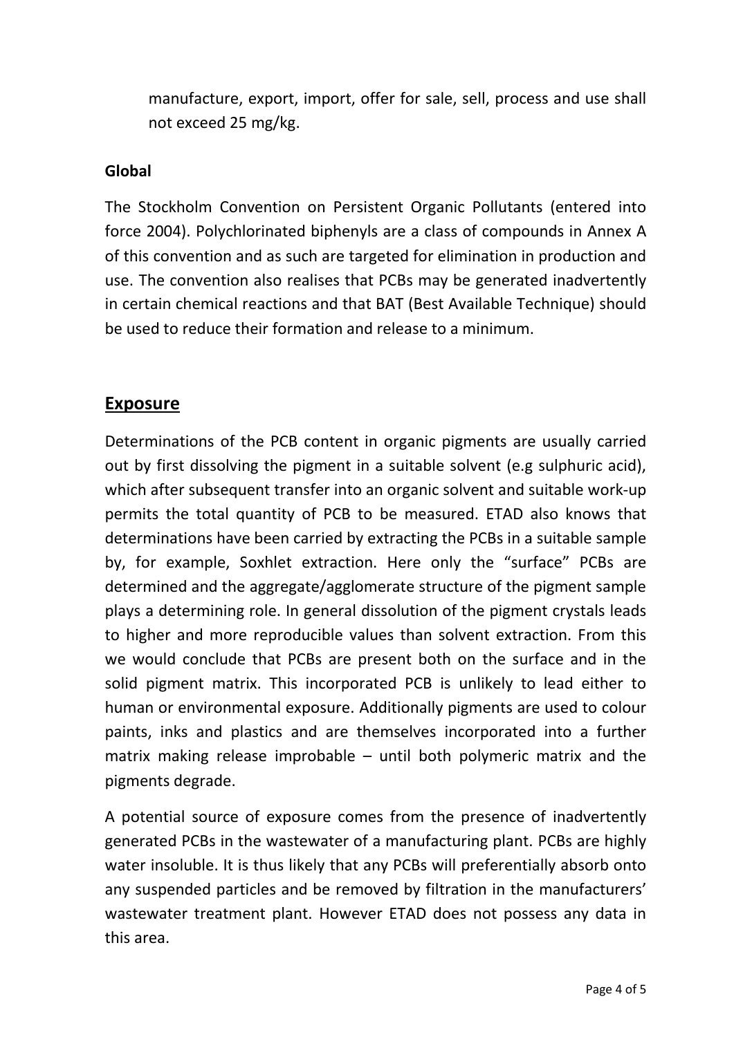manufacture, export, import, offer for sale, sell, process and use shall not exceed 25 mg/kg.

**Global**

The Stockholm Convention on Persistent Organic Pollutants (entered into force 2004). Polychlorinated biphenyls are a class of compounds in Annex A of this convention and as such are targeted for elimination in production and use. The convention also realises that PCBs may be generated inadvertently in certain chemical reactions and that BAT (Best Available Technique) should be used to reduce their formation and release to a minimum.

## Exposure

Determinations of the PCB content in organic pigments are usually carried out by first dissolving the pigment in a suitable solvent (e.g sulphuric acid), which after subsequent transfer into an organic solvent and suitable work-up permits the total quantity of PCB to be measured. ETAD also knows that determinations have been carried by extracting the PCBs in a suitable sample by, for example, Soxhlet extraction. Here only the "surface" PCBs are determined and the aggregate/agglomerate structure of the pigment sample plays a determining role. In general dissolution of the pigment crystals leads to higher and more reproducible values than solvent extraction. From this we would conclude that PCBs are present both on the surface and in the solid pigment matrix. This incorporated PCB is unlikely to lead either to human or environmental exposure. Additionally pigments are used to colour paints, inks and plastics and are themselves incorporated into a further matrix making release improbable – until both polymeric matrix and the pigments degrade.

A potential source of exposure comes from the presence of inadvertently generated PCBs in the wastewater of a manufacturing plant. PCBs are highly water insoluble. It is thus likely that any PCBs will preferentially absorb onto any suspended particles and be removed by filtration in the manufacturers' wastewater treatment plant. However ETAD does not possess any data in this area.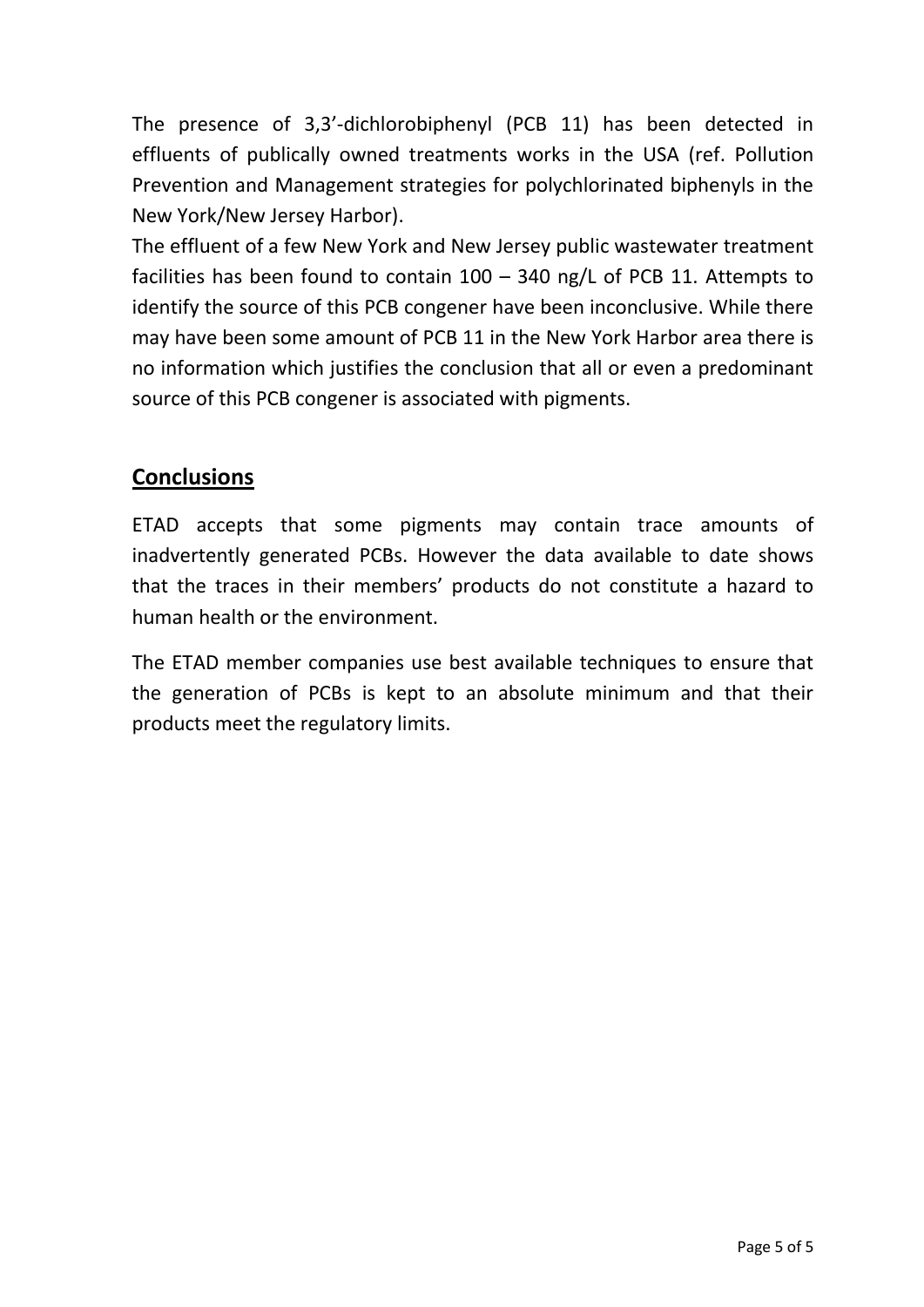The presence of 3,3'-dichlorobiphenyl (PCB 11) has been detected in effluents of publically owned treatments works in the USA (ref. Pollution Prevention and Management strategies for polychlorinated biphenyls in the New York/New Jersey Harbor).

The effluent of a few New York and New Jersey public wastewater treatment facilities has been found to contain 100 – 340 ng/L of PCB 11. Attempts to identify the source of this PCB congener have been inconclusive. While there may have been some amount of PCB 11 in the New York Harbor area there is no information which justifies the conclusion that all or even a predominant source of this PCB congener is associated with pigments.

## Conclusions

ETAD accepts that some pigments may contain trace amounts of inadvertently generated PCBs. However the data available to date shows that the traces in their members' products do not constitute a hazard to human health or the environment.

The ETAD member companies use best available techniques to ensure that the generation of PCBs is kept to an absolute minimum and that their products meet the regulatory limits.